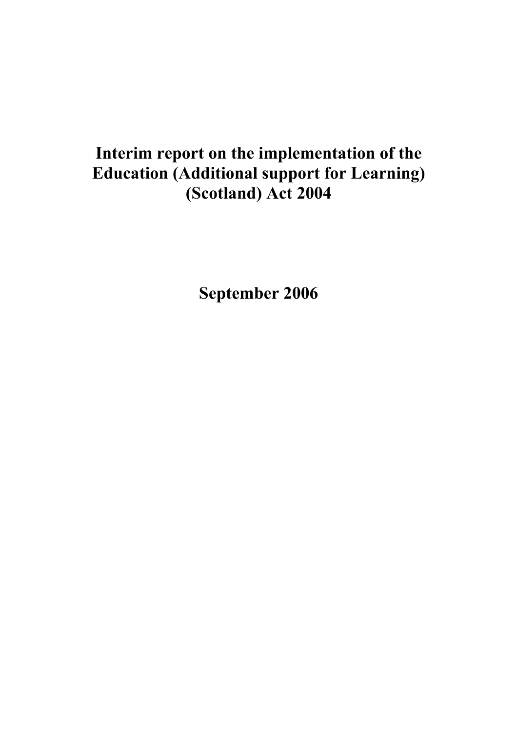# Interim report on the implementation of the Education (Additional support for Learning) (Scotland) Act 2004

**September 2006**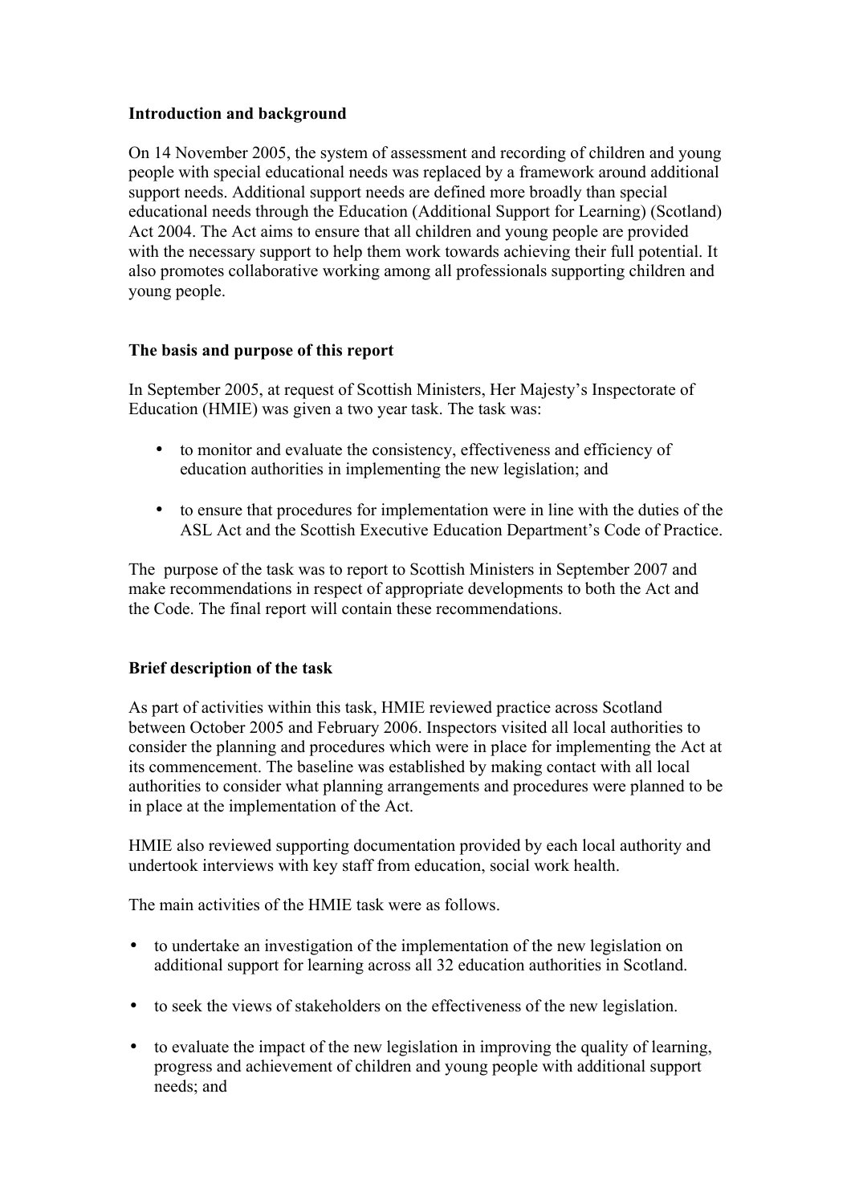**Introduction and background**

On 14 November 2005, the system of assessment and recording of children and young people with special educational needs was replaced by a framework around additional support needs. Additional support needs are defined more broadly than special educational needs through the Education (Additional Support for Learning) (Scotland) Act 2004. The Act aims to ensure that all children and young people are provided with the necessary support to help them work towards achieving their full potential. It also promotes collaborative working among all professionals supporting children and young people.

**The basis and purpose of this report**

In September 2005, at request of Scottish Ministers, Her Majesty's Inspectorate of Education (HMIE) was given a two year task. The task was:

- to monitor and evaluate the consistency, effectiveness and efficiency of education authorities in implementing the new legislation; and
- to ensure that procedures for implementation were in line with the duties of the ASL Act and the Scottish Executive Education Department's Code of Practice.

The purpose of the task was to report to Scottish Ministers in September 2007 and make recommendations in respect of appropriate developments to both the Act and the Code. The final report will contain these recommendations.

**Brief description of the task**

As part of activities within this task, HMIE reviewed practice across Scotland between October 2005 and February 2006. Inspectors visited all local authorities to consider the planning and procedures which were in place for implementing the Act at its commencement. The baseline was established by making contact with all local authorities to consider what planning arrangements and procedures were planned to be in place at the implementation of the Act.

HMIE also reviewed supporting documentation provided by each local authority and undertook interviews with key staff from education, social work health.

The main activities of the HMIE task were as follows.

- to undertake an investigation of the implementation of the new legislation on additional support for learning across all 32 education authorities in Scotland.
- to seek the views of stakeholders on the effectiveness of the new legislation.
- to evaluate the impact of the new legislation in improving the quality of learning, progress and achievement of children and young people with additional support needs; and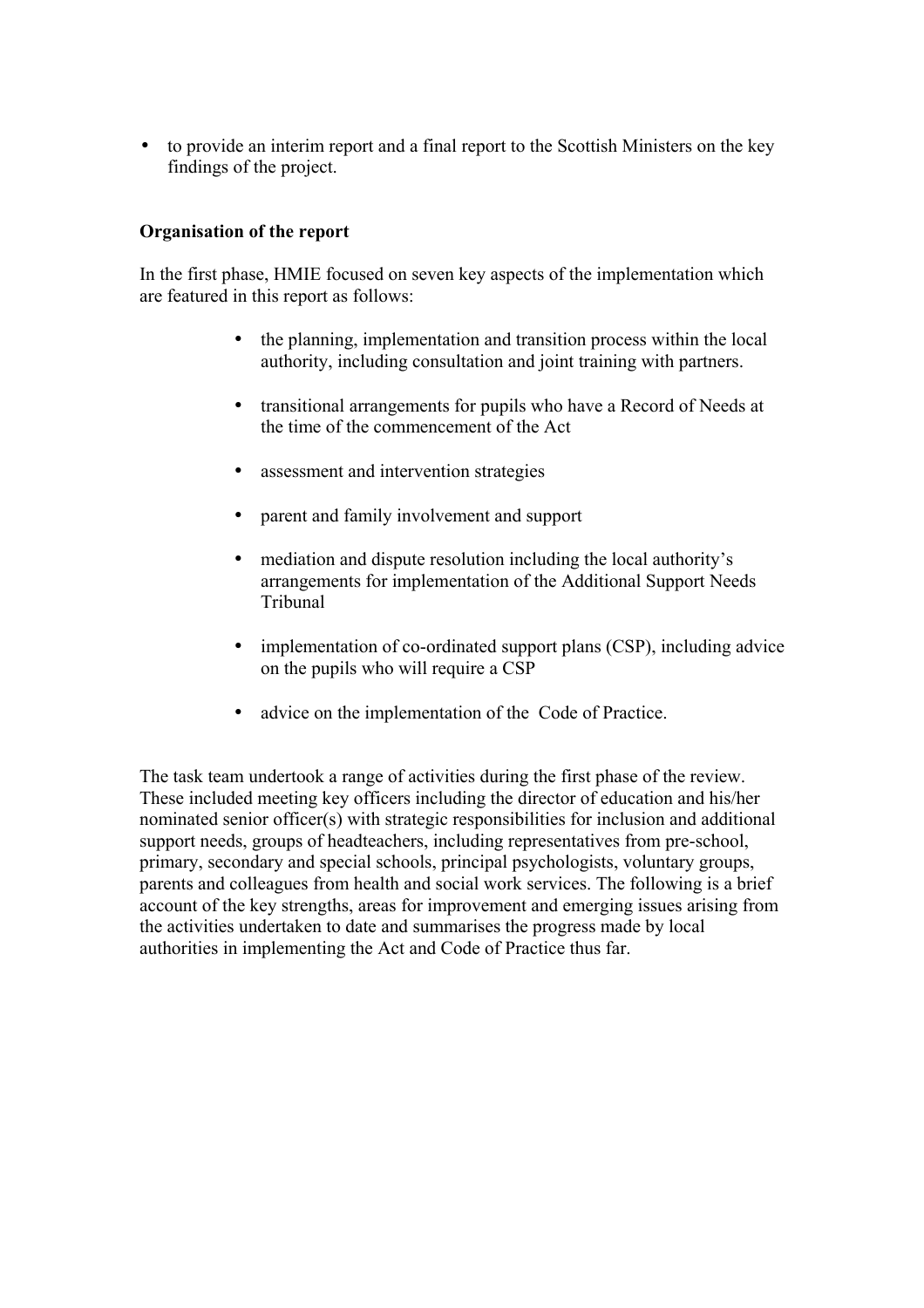- to provide an interim report and a final report to the Scottish Ministers on the key findings of the project.

**Organisation of the report**

In the first phase, HMIE focused on seven key aspects of the implementation which are featured in this report as follows:

- the planning, implementation and transition process within the local authority, including consultation and joint training with partners.
- transitional arrangements for pupils who have a Record of Needs at the time of the commencement of the Act
- assessment and intervention strategies
- parent and family involvement and support
- mediation and dispute resolution including the local authority's arrangements for implementation of the Additional Support Needs Tribunal
- implementation of co-ordinated support plans (CSP), including advice on the pupils who will require a CSP
- advice on the implementation of the Code of Practice.

The task team undertook a range of activities during the first phase of the review. These included meeting key officers including the director of education and his/her nominated senior officer(s) with strategic responsibilities for inclusion and additional support needs, groups of headteachers, including representatives from pre-school, primary, secondary and special schools, principal psychologists, voluntary groups, parents and colleagues from health and social work services. The following is a brief account of the key strengths, areas for improvement and emerging issues arising from the activities undertaken to date and summarises the progress made by local authorities in implementing the Act and Code of Practice thus far.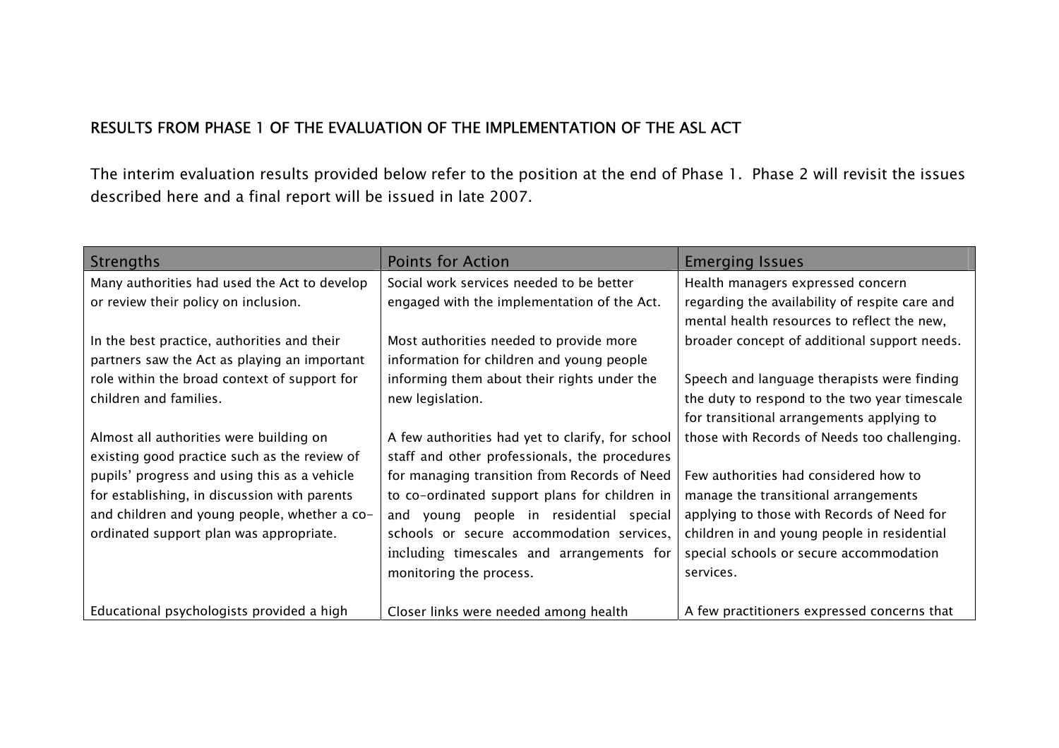**RESULTS FROM PHASE 1 OF THE EVALUATION OF THE IMPLEMENTATION OF THE ASL ACT**

The interim evaluation results provided below refer to the position at the end of Phase 1. Phase 2 will revisit the issues described here and a final report will be issued in late 2007.

| Strengths | Points for Action | Emerging Issues |
|---|---|---|
| Many authorities had used the Act to develop or review their policy on inclusion. | Social work services needed to be better engaged with the implementation of the Act. | Health managers expressed concern regarding the availability of respite care and mental health resources to reflect the new, broader concept of additional support needs. |
| In the best practice, authorities and their partners saw the Act as playing an important role within the broad context of support for children and families. | Most authorities needed to provide more information for children and young people informing them about their rights under the new legislation. | Speech and language therapists were finding the duty to respond to the two year timescale for transitional arrangements applying to those with Records of Needs too challenging. |
| Almost all authorities were building on existing good practice such as the review of pupils' progress and using this as a vehicle for establishing, in discussion with parents and children and young people, whether a co-ordinated support plan was appropriate. | A few authorities had yet to clarify, for school staff and other professionals, the procedures for managing transition from Records of Need to co-ordinated support plans for children in and young people in residential special schools or secure accommodation services, including timescales and arrangements for monitoring the process. | Few authorities had considered how to manage the transitional arrangements applying to those with Records of Need for children in and young people in residential special schools or secure accommodation services. |
| Educational psychologists provided a high | Closer links were needed among health | A few practitioners expressed concerns that |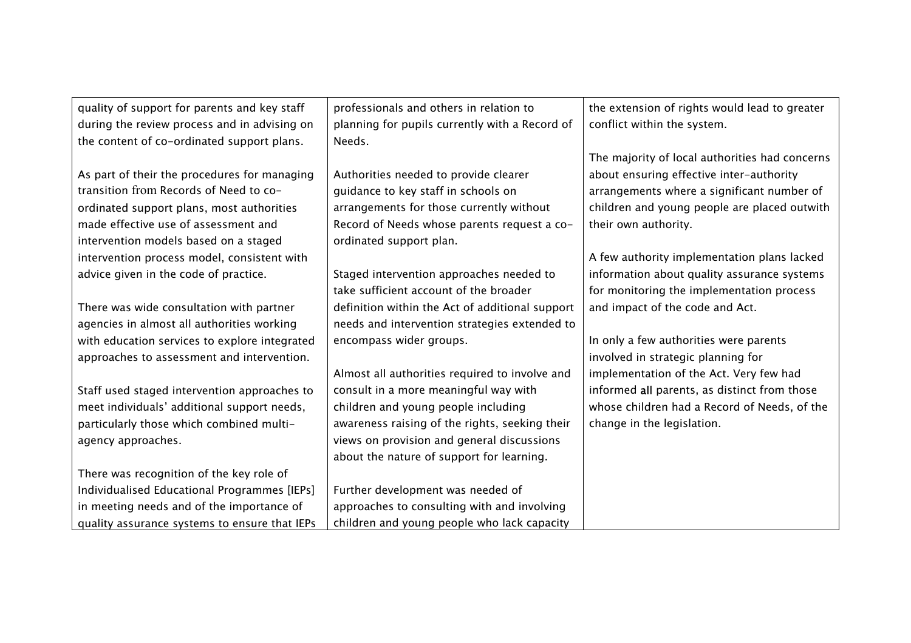| | | |
|---|---|---|
| quality of support for parents and key staff during the review process and in advising on the content of co-ordinated support plans.<br><br>As part of their the procedures for managing transition from Records of Need to co-ordinated support plans, most authorities made effective use of assessment and intervention models based on a staged intervention process model, consistent with advice given in the code of practice.<br><br>There was wide consultation with partner agencies in almost all authorities working with education services to explore integrated approaches to assessment and intervention.<br><br>Staff used staged intervention approaches to meet individuals' additional support needs, particularly those which combined multi-agency approaches.<br><br>There was recognition of the key role of Individualised Educational Programmes [IEPs] in meeting needs and of the importance of quality assurance systems to ensure that IEPs | professionals and others in relation to planning for pupils currently with a Record of Needs.<br><br>Authorities needed to provide clearer guidance to key staff in schools on arrangements for those currently without Record of Needs whose parents request a co-ordinated support plan.<br><br>Staged intervention approaches needed to take sufficient account of the broader definition within the Act of additional support needs and intervention strategies extended to encompass wider groups.<br><br>Almost all authorities required to involve and consult in a more meaningful way with children and young people including awareness raising of the rights, seeking their views on provision and general discussions about the nature of support for learning.<br><br>Further development was needed of approaches to consulting with and involving children and young people who lack capacity | the extension of rights would lead to greater conflict within the system.<br><br>The majority of local authorities had concerns about ensuring effective inter-authority arrangements where a significant number of children and young people are placed outwith their own authority.<br><br>A few authority implementation plans lacked information about quality assurance systems for monitoring the implementation process and impact of the code and Act.<br><br>In only a few authorities were parents involved in strategic planning for implementation of the Act. Very few had informed **all** parents, as distinct from those whose children had a Record of Needs, of the change in the legislation. |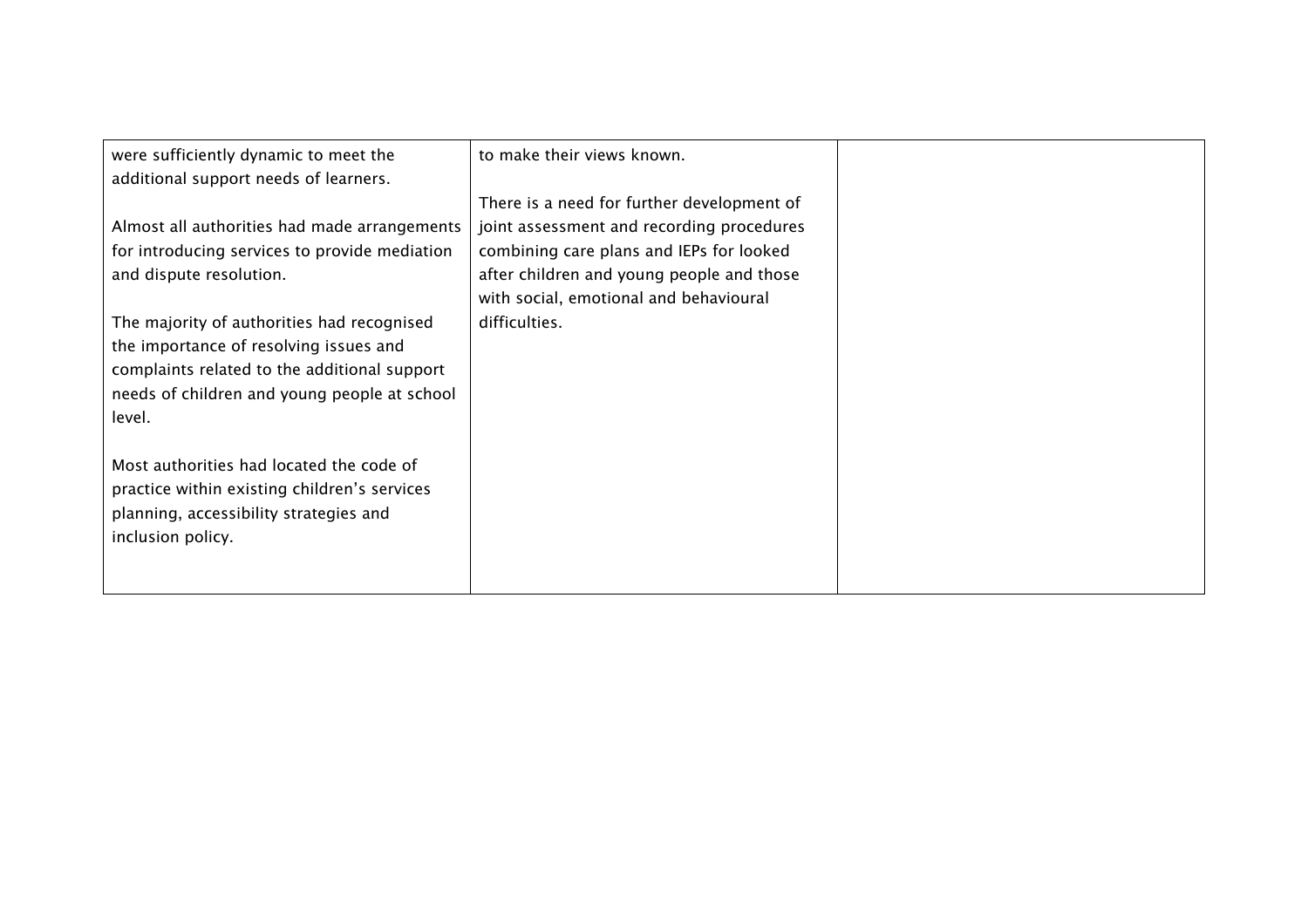| | | |
|---|---|---|
| were sufficiently dynamic to meet the additional support needs of learners.<br><br>Almost all authorities had made arrangements for introducing services to provide mediation and dispute resolution.<br><br>The majority of authorities had recognised the importance of resolving issues and complaints related to the additional support needs of children and young people at school level.<br><br>Most authorities had located the code of practice within existing children's services planning, accessibility strategies and inclusion policy. | to make their views known.<br><br>There is a need for further development of joint assessment and recording procedures combining care plans and IEPs for looked after children and young people and those with social, emotional and behavioural difficulties. | |